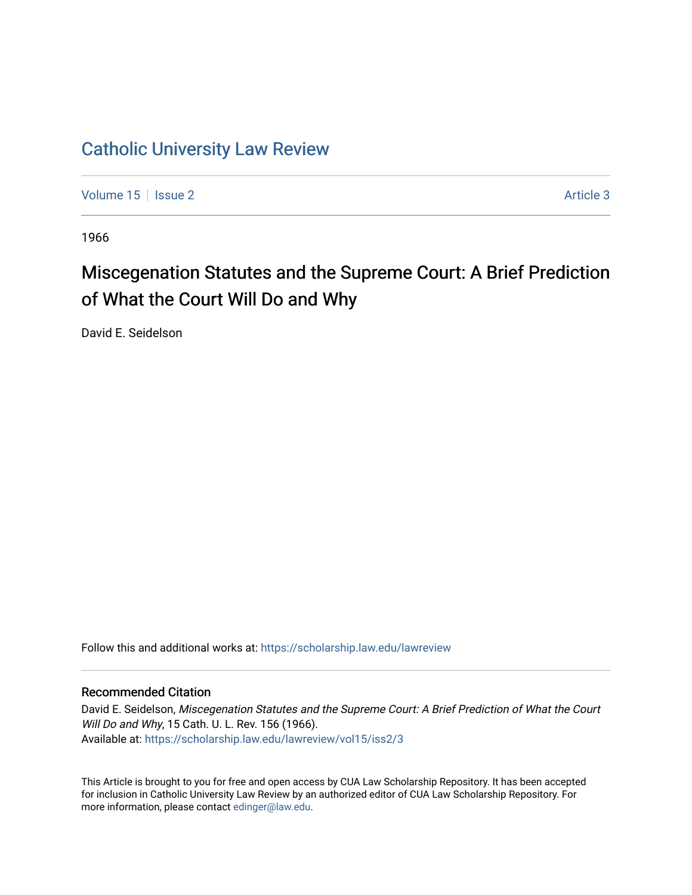# Catholic University Law Review

Volume 15 | Issue 2 | Article 3

1966

## Miscegenation Statutes and the Supreme Court: A Brief Prediction of What the Court Will Do and Why

David E. Seidelson

Follow this and additional works at: https://scholarship.law.edu/lawreview

### Recommended Citation

David E. Seidelson, *Miscegenation Statutes and the Supreme Court: A Brief Prediction of What the Court Will Do and Why*, 15 Cath. U. L. Rev. 156 (1966).
Available at: https://scholarship.law.edu/lawreview/vol15/iss2/3

This Article is brought to you for free and open access by CUA Law Scholarship Repository. It has been accepted for inclusion in Catholic University Law Review by an authorized editor of CUA Law Scholarship Repository. For more information, please contact edinger@law.edu.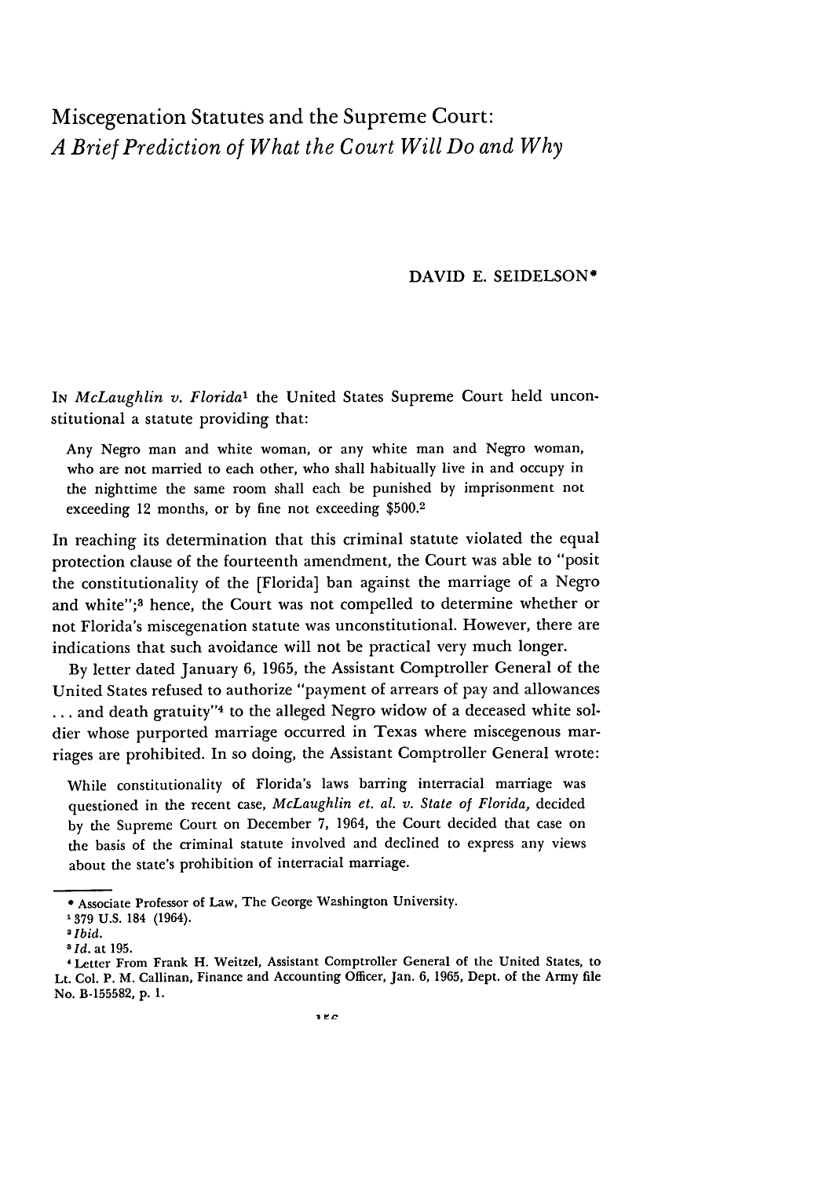# Miscegenation Statutes and the Supreme Court: *A Brief Prediction of What the Court Will Do and Why*

DAVID E. SEIDELSON*

IN *McLaughlin v. Florida*[1] the United States Supreme Court held unconstitutional a statute providing that:

> Any Negro man and white woman, or any white man and Negro woman, who are not married to each other, who shall habitually live in and occupy in the nighttime the same room shall each be punished by imprisonment not exceeding 12 months, or by fine not exceeding $500.[2]

In reaching its determination that this criminal statute violated the equal protection clause of the fourteenth amendment, the Court was able to "posit the constitutionality of the [Florida] ban against the marriage of a Negro and white";[3] hence, the Court was not compelled to determine whether or not Florida's miscegenation statute was unconstitutional. However, there are indications that such avoidance will not be practical very much longer.

By letter dated January 6, 1965, the Assistant Comptroller General of the United States refused to authorize "payment of arrears of pay and allowances . . . and death gratuity"[4] to the alleged Negro widow of a deceased white soldier whose purported marriage occurred in Texas where miscegenous marriages are prohibited. In so doing, the Assistant Comptroller General wrote:

> While constitutionality of Florida's laws barring interracial marriage was questioned in the recent case, *McLaughlin et. al. v. State of Florida,* decided by the Supreme Court on December 7, 1964, the Court decided that case on the basis of the criminal statute involved and declined to express any views about the state's prohibition of interracial marriage.

---

\* Associate Professor of Law, The George Washington University.

[1] 379 U.S. 184 (1964).

[2] *Ibid.*

[3] *Id.* at 195.

[4] Letter From Frank H. Weitzel, Assistant Comptroller General of the United States, to Lt. Col. P. M. Callinan, Finance and Accounting Officer, Jan. 6, 1965, Dept. of the Army file No. B-155582, p. 1.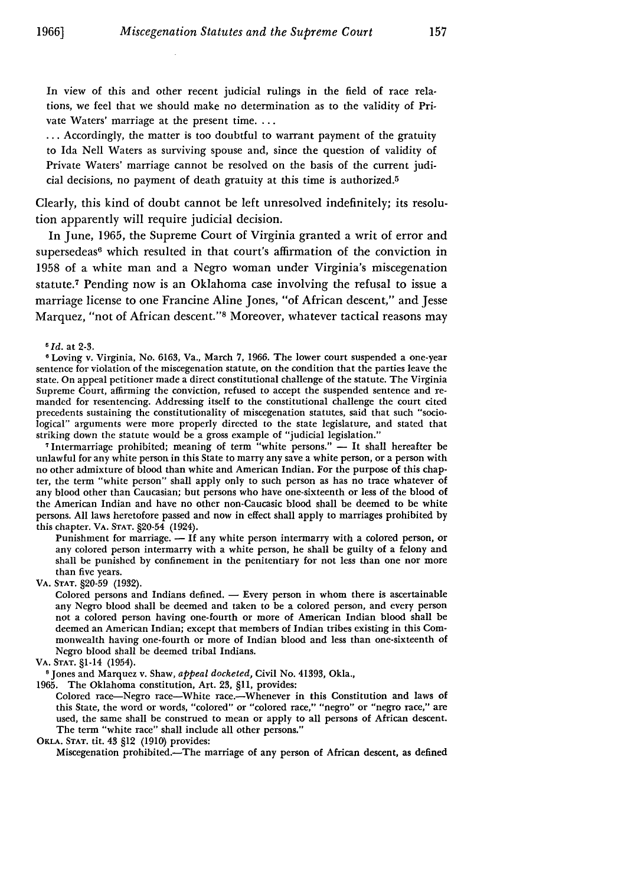In view of this and other recent judicial rulings in the field of race relations, we feel that we should make no determination as to the validity of Private Waters' marriage at the present time. . . .

. . . Accordingly, the matter is too doubtful to warrant payment of the gratuity to Ida Nell Waters as surviving spouse and, since the question of validity of Private Waters' marriage cannot be resolved on the basis of the current judicial decisions, no payment of death gratuity at this time is authorized.[5]

Clearly, this kind of doubt cannot be left unresolved indefinitely; its resolution apparently will require judicial decision.

In June, 1965, the Supreme Court of Virginia granted a writ of error and supersedeas[6] which resulted in that court's affirmation of the conviction in 1958 of a white man and a Negro woman under Virginia's miscegenation statute.[7] Pending now is an Oklahoma case involving the refusal to issue a marriage license to one Francine Aline Jones, "of African descent," and Jesse Marquez, "not of African descent."[8] Moreover, whatever tactical reasons may

[5] *Id.* at 2-3.

[6] Loving v. Virginia, No. 6163, Va., March 7, 1966. The lower court suspended a one-year sentence for violation of the miscegenation statute, on the condition that the parties leave the state. On appeal petitioner made a direct constitutional challenge of the statute. The Virginia Supreme Court, affirming the conviction, refused to accept the suspended sentence and remanded for resentencing. Addressing itself to the constitutional challenge the court cited precedents sustaining the constitutionality of miscegenation statutes, said that such "sociological" arguments were more properly directed to the state legislature, and stated that striking down the statute would be a gross example of "judicial legislation."

[7] Intermarriage prohibited; meaning of term "white persons." — It shall hereafter be unlawful for any white person in this State to marry any save a white person, or a person with no other admixture of blood than white and American Indian. For the purpose of this chapter, the term "white person" shall apply only to such person as has no trace whatever of any blood other than Caucasian; but persons who have one-sixteenth or less of the blood of the American Indian and have no other non-Caucasic blood shall be deemed to be white persons. All laws heretofore passed and now in effect shall apply to marriages prohibited by this chapter. VA. STAT. §20-54 (1924).

> Punishment for marriage. — If any white person intermarry with a colored person, or any colored person intermarry with a white person, he shall be guilty of a felony and shall be punished by confinement in the penitentiary for not less than one nor more than five years.

VA. STAT. §20-59 (1932).

> Colored persons and Indians defined. — Every person in whom there is ascertainable any Negro blood shall be deemed and taken to be a colored person, and every person not a colored person having one-fourth or more of American Indian blood shall be deemed an American Indian; except that members of Indian tribes existing in this Commonwealth having one-fourth or more of Indian blood and less than one-sixteenth of Negro blood shall be deemed tribal Indians.

VA. STAT. §1-14 (1954).

[8] Jones and Marquez v. Shaw, *appeal docketed,* Civil No. 41393, Okla., 1965. The Oklahoma constitution, Art. 23, §11, provides:

> Colored race—Negro race—White race.—Whenever in this Constitution and laws of this State, the word or words, "colored" or "colored race," "negro" or "negro race," are used, the same shall be construed to mean or apply to all persons of African descent. The term "white race" shall include all other persons."

OKLA. STAT. tit. 43 §12 (1910) provides:

> Miscegenation prohibited.—The marriage of any person of African descent, as defined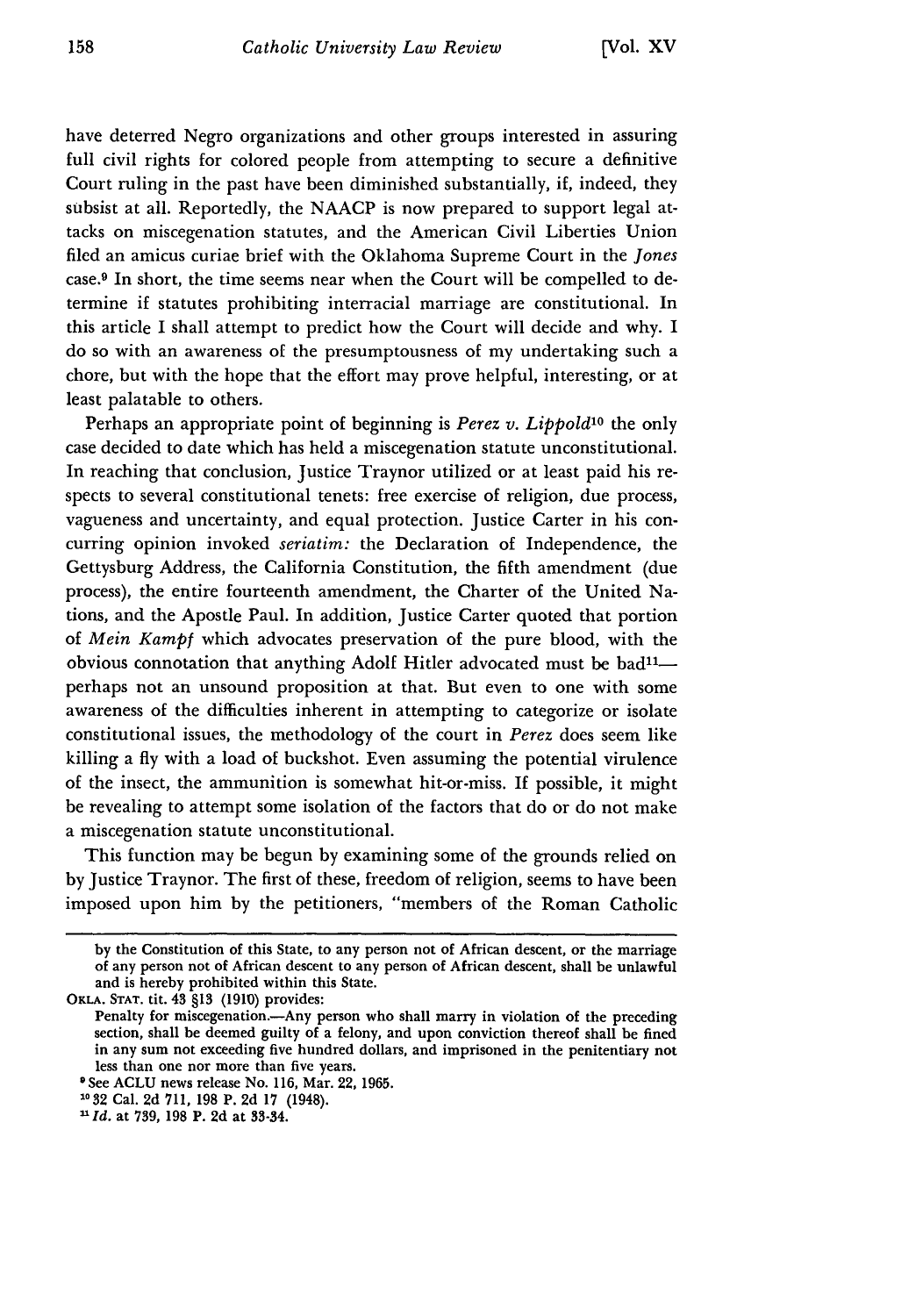have deterred Negro organizations and other groups interested in assuring full civil rights for colored people from attempting to secure a definitive Court ruling in the past have been diminished substantially, if, indeed, they subsist at all. Reportedly, the NAACP is now prepared to support legal attacks on miscegenation statutes, and the American Civil Liberties Union filed an amicus curiae brief with the Oklahoma Supreme Court in the *Jones* case.[9] In short, the time seems near when the Court will be compelled to determine if statutes prohibiting interracial marriage are constitutional. In this article I shall attempt to predict how the Court will decide and why. I do so with an awareness of the presumptuousness of my undertaking such a chore, but with the hope that the effort may prove helpful, interesting, or at least palatable to others.

Perhaps an appropriate point of beginning is *Perez v. Lippold*[10] the only case decided to date which has held a miscegenation statute unconstitutional. In reaching that conclusion, Justice Traynor utilized or at least paid his respects to several constitutional tenets: free exercise of religion, due process, vagueness and uncertainty, and equal protection. Justice Carter in his concurring opinion invoked *seriatim:* the Declaration of Independence, the Gettysburg Address, the California Constitution, the fifth amendment (due process), the entire fourteenth amendment, the Charter of the United Nations, and the Apostle Paul. In addition, Justice Carter quoted that portion of *Mein Kampf* which advocates preservation of the pure blood, with the obvious connotation that anything Adolf Hitler advocated must be bad[11]—perhaps not an unsound proposition at that. But even to one with some awareness of the difficulties inherent in attempting to categorize or isolate constitutional issues, the methodology of the court in *Perez* does seem like killing a fly with a load of buckshot. Even assuming the potential virulence of the insect, the ammunition is somewhat hit-or-miss. If possible, it might be revealing to attempt some isolation of the factors that do or do not make a miscegenation statute unconstitutional.

This function may be begun by examining some of the grounds relied on by Justice Traynor. The first of these, freedom of religion, seems to have been imposed upon him by the petitioners, "members of the Roman Catholic

---

by the Constitution of this State, to any person not of African descent, or the marriage of any person not of African descent to any person of African descent, shall be unlawful and is hereby prohibited within this State.

OKLA. STAT. tit. 43 §13 (1910) provides:

> Penalty for miscegenation.—Any person who shall marry in violation of the preceding section, shall be deemed guilty of a felony, and upon conviction thereof shall be fined in any sum not exceeding five hundred dollars, and imprisoned in the penitentiary not less than one nor more than five years.

[9] See ACLU news release No. 116, Mar. 22, 1965.

[10] 32 Cal. 2d 711, 198 P. 2d 17 (1948).

[11] *Id.* at 739, 198 P. 2d at 33-34.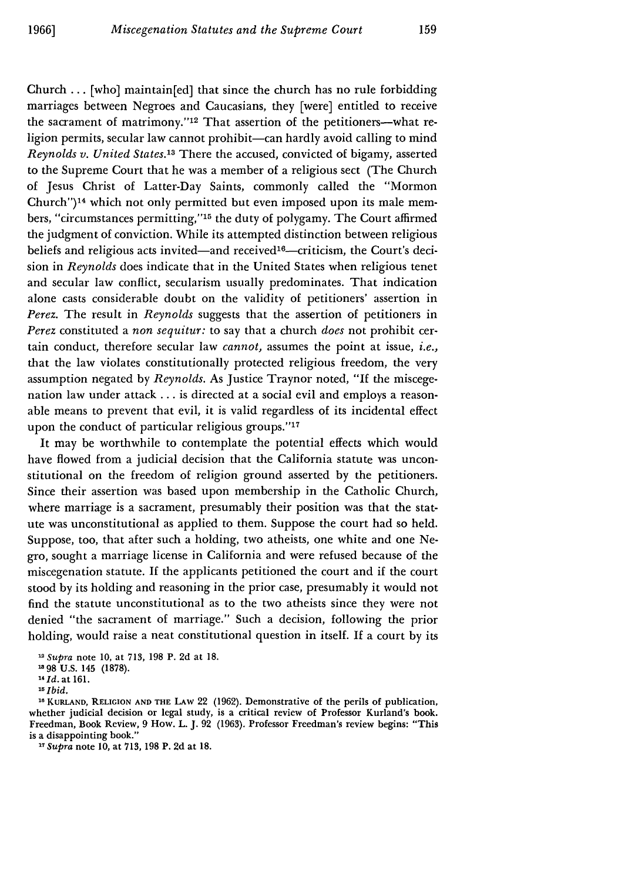Church . . . [who] maintain[ed] that since the church has no rule forbidding marriages between Negroes and Caucasians, they [were] entitled to receive the sacrament of matrimony."[12] That assertion of the petitioners—what religion permits, secular law cannot prohibit—can hardly avoid calling to mind *Reynolds v. United States*.[13] There the accused, convicted of bigamy, asserted to the Supreme Court that he was a member of a religious sect (The Church of Jesus Christ of Latter-Day Saints, commonly called the "Mormon Church")[14] which not only permitted but even imposed upon its male members, "circumstances permitting,"[15] the duty of polygamy. The Court affirmed the judgment of conviction. While its attempted distinction between religious beliefs and religious acts invited—and received[16]—criticism, the Court's decision in *Reynolds* does indicate that in the United States when religious tenet and secular law conflict, secularism usually predominates. That indication alone casts considerable doubt on the validity of petitioners' assertion in *Perez*. The result in *Reynolds* suggests that the assertion of petitioners in *Perez* constituted a *non sequitur:* to say that a church *does* not prohibit certain conduct, therefore secular law *cannot,* assumes the point at issue, *i.e.,* that the law violates constitutionally protected religious freedom, the very assumption negated by *Reynolds*. As Justice Traynor noted, "If the miscegenation law under attack . . . is directed at a social evil and employs a reasonable means to prevent that evil, it is valid regardless of its incidental effect upon the conduct of particular religious groups."[17]

It may be worthwhile to contemplate the potential effects which would have flowed from a judicial decision that the California statute was unconstitutional on the freedom of religion ground asserted by the petitioners. Since their assertion was based upon membership in the Catholic Church, where marriage is a sacrament, presumably their position was that the statute was unconstitutional as applied to them. Suppose the court had so held. Suppose, too, that after such a holding, two atheists, one white and one Negro, sought a marriage license in California and were refused because of the miscegenation statute. If the applicants petitioned the court and if the court stood by its holding and reasoning in the prior case, presumably it would not find the statute unconstitutional as to the two atheists since they were not denied "the sacrament of marriage." Such a decision, following the prior holding, would raise a neat constitutional question in itself. If a court by its

[12] *Supra* note 10, at 713, 198 P. 2d at 18.

[13] 98 U.S. 145 (1878).

[14] *Id.* at 161.

[15] *Ibid.*

[16] KURLAND, RELIGION AND THE LAW 22 (1962). Demonstrative of the perils of publication, whether judicial decision or legal study, is a critical review of Professor Kurland's book. Freedman, Book Review, 9 How. L. J. 92 (1963). Professor Freedman's review begins: "This is a disappointing book."

[17] *Supra* note 10, at 713, 198 P. 2d at 18.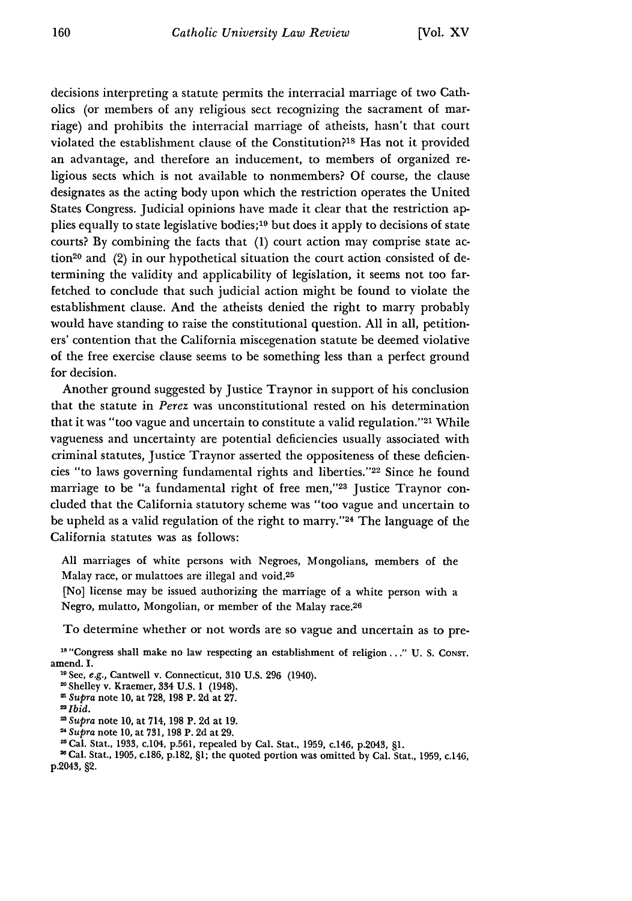decisions interpreting a statute permits the interracial marriage of two Catholics (or members of any religious sect recognizing the sacrament of marriage) and prohibits the interracial marriage of atheists, hasn't that court violated the establishment clause of the Constitution?[18] Has not it provided an advantage, and therefore an inducement, to members of organized religious sects which is not available to nonmembers? Of course, the clause designates as the acting body upon which the restriction operates the United States Congress. Judicial opinions have made it clear that the restriction applies equally to state legislative bodies;[19] but does it apply to decisions of state courts? By combining the facts that (1) court action may comprise state action[20] and (2) in our hypothetical situation the court action consisted of determining the validity and applicability of legislation, it seems not too far-fetched to conclude that such judicial action might be found to violate the establishment clause. And the atheists denied the right to marry probably would have standing to raise the constitutional question. All in all, petitioners' contention that the California miscegenation statute be deemed violative of the free exercise clause seems to be something less than a perfect ground for decision.

Another ground suggested by Justice Traynor in support of his conclusion that the statute in *Perez* was unconstitutional rested on his determination that it was "too vague and uncertain to constitute a valid regulation."[21] While vagueness and uncertainty are potential deficiencies usually associated with criminal statutes, Justice Traynor asserted the oppositeness of these deficiencies "to laws governing fundamental rights and liberties."[22] Since he found marriage to be "a fundamental right of free men,"[23] Justice Traynor concluded that the California statutory scheme was "too vague and uncertain to be upheld as a valid regulation of the right to marry."[24] The language of the California statutes was as follows:

> All marriages of white persons with Negroes, Mongolians, members of the Malay race, or mulattoes are illegal and void.[25]
>
> [No] license may be issued authorizing the marriage of a white person with a Negro, mulatto, Mongolian, or member of the Malay race.[26]

To determine whether or not words are so vague and uncertain as to pre-

[18] "Congress shall make no law respecting an establishment of religion . . ." U. S. CONST. amend. I.

[19] See, *e.g.*, Cantwell v. Connecticut, 310 U.S. 296 (1940).

[20] Shelley v. Kraemer, 334 U.S. 1 (1948).

[21] *Supra* note 10, at 728, 198 P. 2d at 27.

[22] *Ibid.*

[23] *Supra* note 10, at 714, 198 P. 2d at 19.

[24] *Supra* note 10, at 731, 198 P. 2d at 29.

[25] Cal. Stat., 1933, c.104, p.561, repealed by Cal. Stat., 1959, c.146, p.2043, §1.

[26] Cal. Stat., 1905, c.186, p.182, §1; the quoted portion was omitted by Cal. Stat., 1959, c.146, p.2043, §2.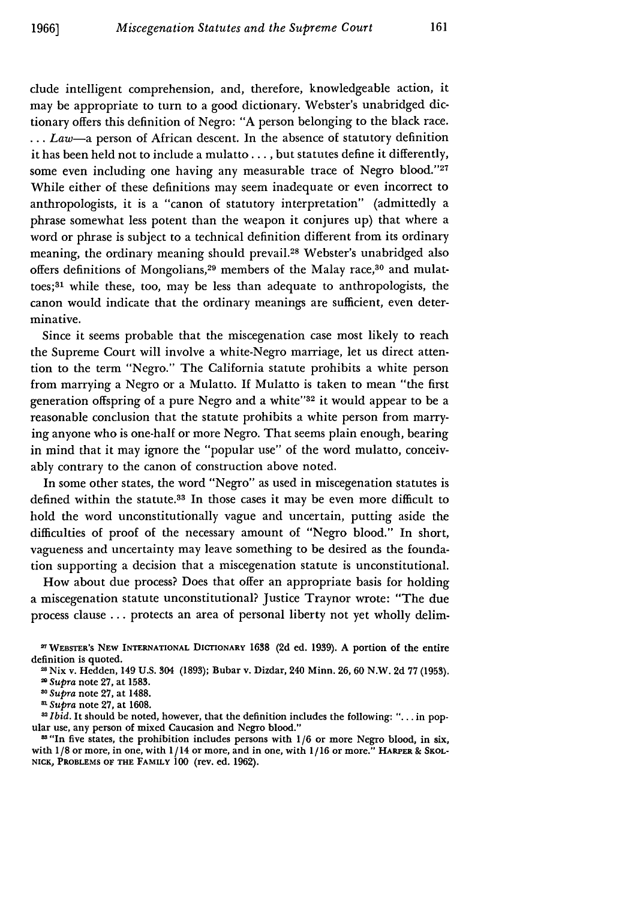clude intelligent comprehension, and, therefore, knowledgeable action, it may be appropriate to turn to a good dictionary. Webster's unabridged dictionary offers this definition of Negro: "A person belonging to the black race. . . . *Law*—a person of African descent. In the absence of statutory definition it has been held not to include a mulatto . . . , but statutes define it differently, some even including one having any measurable trace of Negro blood."[27] While either of these definitions may seem inadequate or even incorrect to anthropologists, it is a "canon of statutory interpretation" (admittedly a phrase somewhat less potent than the weapon it conjures up) that where a word or phrase is subject to a technical definition different from its ordinary meaning, the ordinary meaning should prevail.[28] Webster's unabridged also offers definitions of Mongolians,[29] members of the Malay race,[30] and mulattoes;[31] while these, too, may be less than adequate to anthropologists, the canon would indicate that the ordinary meanings are sufficient, even determinative.

Since it seems probable that the miscegenation case most likely to reach the Supreme Court will involve a white-Negro marriage, let us direct attention to the term "Negro." The California statute prohibits a white person from marrying a Negro or a Mulatto. If Mulatto is taken to mean "the first generation offspring of a pure Negro and a white"[32] it would appear to be a reasonable conclusion that the statute prohibits a white person from marrying anyone who is one-half or more Negro. That seems plain enough, bearing in mind that it may ignore the "popular use" of the word mulatto, conceivably contrary to the canon of construction above noted.

In some other states, the word "Negro" as used in miscegenation statutes is defined within the statute.[33] In those cases it may be even more difficult to hold the word unconstitutionally vague and uncertain, putting aside the difficulties of proof of the necessary amount of "Negro blood." In short, vagueness and uncertainty may leave something to be desired as the foundation supporting a decision that a miscegenation statute is unconstitutional.

How about due process? Does that offer an appropriate basis for holding a miscegenation statute unconstitutional? Justice Traynor wrote: "The due process clause . . . protects an area of personal liberty not yet wholly delim-

---

[27] WEBSTER'S NEW INTERNATIONAL DICTIONARY 1638 (2d ed. 1939). A portion of the entire definition is quoted.

[28] Nix v. Hedden, 149 U.S. 304 (1893); Bubar v. Dizdar, 240 Minn. 26, 60 N.W. 2d 77 (1953).

[29] *Supra* note 27, at 1583.

[30] *Supra* note 27, at 1488.

[31] *Supra* note 27, at 1608.

[32] *Ibid.* It should be noted, however, that the definition includes the following: ". . . in popular use, any person of mixed Caucasion and Negro blood."

[33] "In five states, the prohibition includes persons with 1/6 or more Negro blood, in six, with 1/8 or more, in one, with 1/14 or more, and in one, with 1/16 or more." HARPER & SKOLNICK, PROBLEMS OF THE FAMILY 100 (rev. ed. 1962).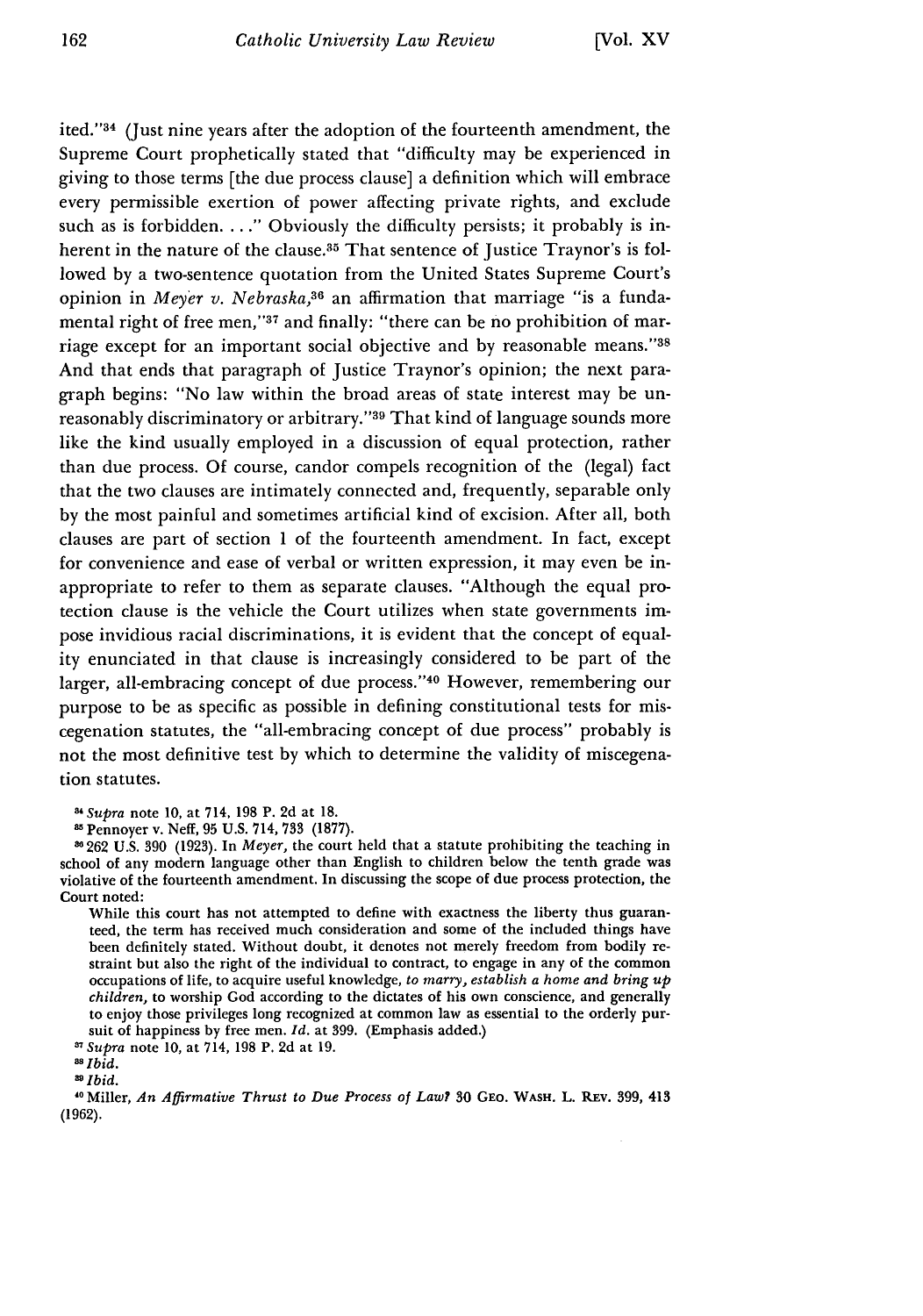ited."[34] (Just nine years after the adoption of the fourteenth amendment, the Supreme Court prophetically stated that "difficulty may be experienced in giving to those terms [the due process clause] a definition which will embrace every permissible exertion of power affecting private rights, and exclude such as is forbidden. . . ." Obviously the difficulty persists; it probably is inherent in the nature of the clause.[35] That sentence of Justice Traynor's is followed by a two-sentence quotation from the United States Supreme Court's opinion in *Meyer v. Nebraska*,[36] an affirmation that marriage "is a fundamental right of free men,"[37] and finally: "there can be no prohibition of marriage except for an important social objective and by reasonable means."[38] And that ends that paragraph of Justice Traynor's opinion; the next paragraph begins: "No law within the broad areas of state interest may be unreasonably discriminatory or arbitrary."[39] That kind of language sounds more like the kind usually employed in a discussion of equal protection, rather than due process. Of course, candor compels recognition of the (legal) fact that the two clauses are intimately connected and, frequently, separable only by the most painful and sometimes artificial kind of excision. After all, both clauses are part of section 1 of the fourteenth amendment. In fact, except for convenience and ease of verbal or written expression, it may even be inappropriate to refer to them as separate clauses. "Although the equal protection clause is the vehicle the Court utilizes when state governments impose invidious racial discriminations, it is evident that the concept of equality enunciated in that clause is increasingly considered to be part of the larger, all-embracing concept of due process."[40] However, remembering our purpose to be as specific as possible in defining constitutional tests for miscegenation statutes, the "all-embracing concept of due process" probably is not the most definitive test by which to determine the validity of miscegenation statutes.

---

[34] *Supra* note 10, at 714, 198 P. 2d at 18.

[35] Pennoyer v. Neff, 95 U.S. 714, 733 (1877).

[36] 262 U.S. 390 (1923). In *Meyer*, the court held that a statute prohibiting the teaching in school of any modern language other than English to children below the tenth grade was violative of the fourteenth amendment. In discussing the scope of due process protection, the Court noted:

> While this court has not attempted to define with exactness the liberty thus guaranteed, the term has received much consideration and some of the included things have been definitely stated. Without doubt, it denotes not merely freedom from bodily restraint but also the right of the individual to contract, to engage in any of the common occupations of life, to acquire useful knowledge, *to marry, establish a home and bring up children,* to worship God according to the dictates of his own conscience, and generally to enjoy those privileges long recognized at common law as essential to the orderly pursuit of happiness by free men. *Id.* at 399. (Emphasis added.)

[37] *Supra* note 10, at 714, 198 P. 2d at 19.

[38] *Ibid.*

[39] *Ibid.*

[40] Miller, *An Affirmative Thrust to Due Process of Law?* 30 GEO. WASH. L. REV. 399, 413 (1962).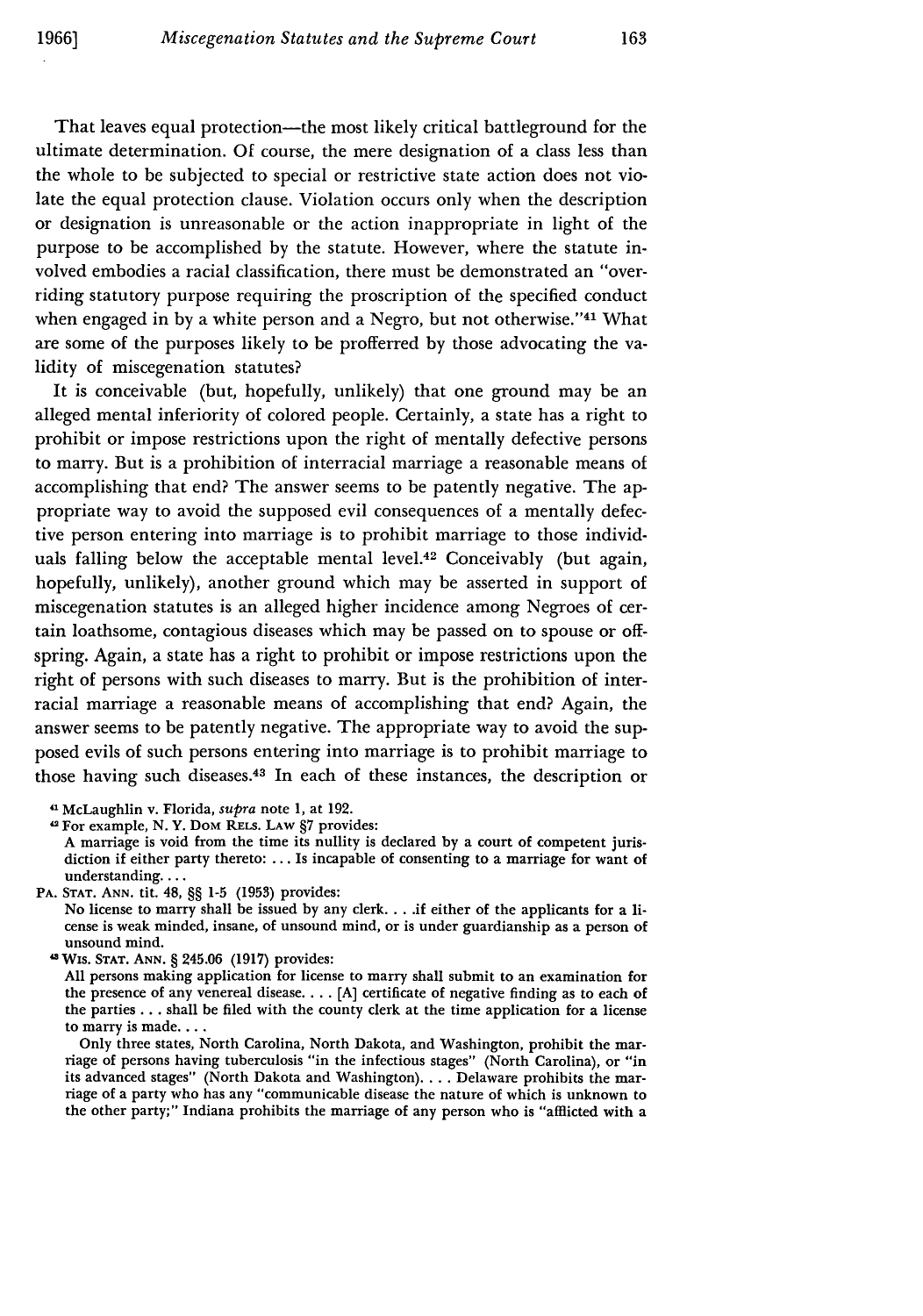That leaves equal protection—the most likely critical battleground for the ultimate determination. Of course, the mere designation of a class less than the whole to be subjected to special or restrictive state action does not violate the equal protection clause. Violation occurs only when the description or designation is unreasonable or the action inappropriate in light of the purpose to be accomplished by the statute. However, where the statute involved embodies a racial classification, there must be demonstrated an "overriding statutory purpose requiring the proscription of the specified conduct when engaged in by a white person and a Negro, but not otherwise."[41] What are some of the purposes likely to be profferred by those advocating the validity of miscegenation statutes?

It is conceivable (but, hopefully, unlikely) that one ground may be an alleged mental inferiority of colored people. Certainly, a state has a right to prohibit or impose restrictions upon the right of mentally defective persons to marry. But is a prohibition of interracial marriage a reasonable means of accomplishing that end? The answer seems to be patently negative. The appropriate way to avoid the supposed evil consequences of a mentally defective person entering into marriage is to prohibit marriage to those individuals falling below the acceptable mental level.[42] Conceivably (but again, hopefully, unlikely), another ground which may be asserted in support of miscegenation statutes is an alleged higher incidence among Negroes of certain loathsome, contagious diseases which may be passed on to spouse or offspring. Again, a state has a right to prohibit or impose restrictions upon the right of persons with such diseases to marry. But is the prohibition of interracial marriage a reasonable means of accomplishing that end? Again, the answer seems to be patently negative. The appropriate way to avoid the supposed evils of such persons entering into marriage is to prohibit marriage to those having such diseases.[43] In each of these instances, the description or

---

[41] McLaughlin v. Florida, *supra* note 1, at 192.

[42] For example, N. Y. DOM RELS. LAW §7 provides:

A marriage is void from the time its nullity is declared by a court of competent jurisdiction if either party thereto: ... Is incapable of consenting to a marriage for want of understanding....

PA. STAT. ANN. tit. 48, §§ 1-5 (1953) provides:

No license to marry shall be issued by any clerk. . . .if either of the applicants for a license is weak minded, insane, of unsound mind, or is under guardianship as a person of unsound mind.

[43] WIS. STAT. ANN. § 245.06 (1917) provides:

All persons making application for license to marry shall submit to an examination for the presence of any venereal disease. . . . [A] certificate of negative finding as to each of the parties . . . shall be filed with the county clerk at the time application for a license to marry is made....

Only three states, North Carolina, North Dakota, and Washington, prohibit the marriage of persons having tuberculosis "in the infectious stages" (North Carolina), or "in its advanced stages" (North Dakota and Washington). . . . Delaware prohibits the marriage of a party who has any "communicable disease the nature of which is unknown to the other party;" Indiana prohibits the marriage of any person who is "afflicted with a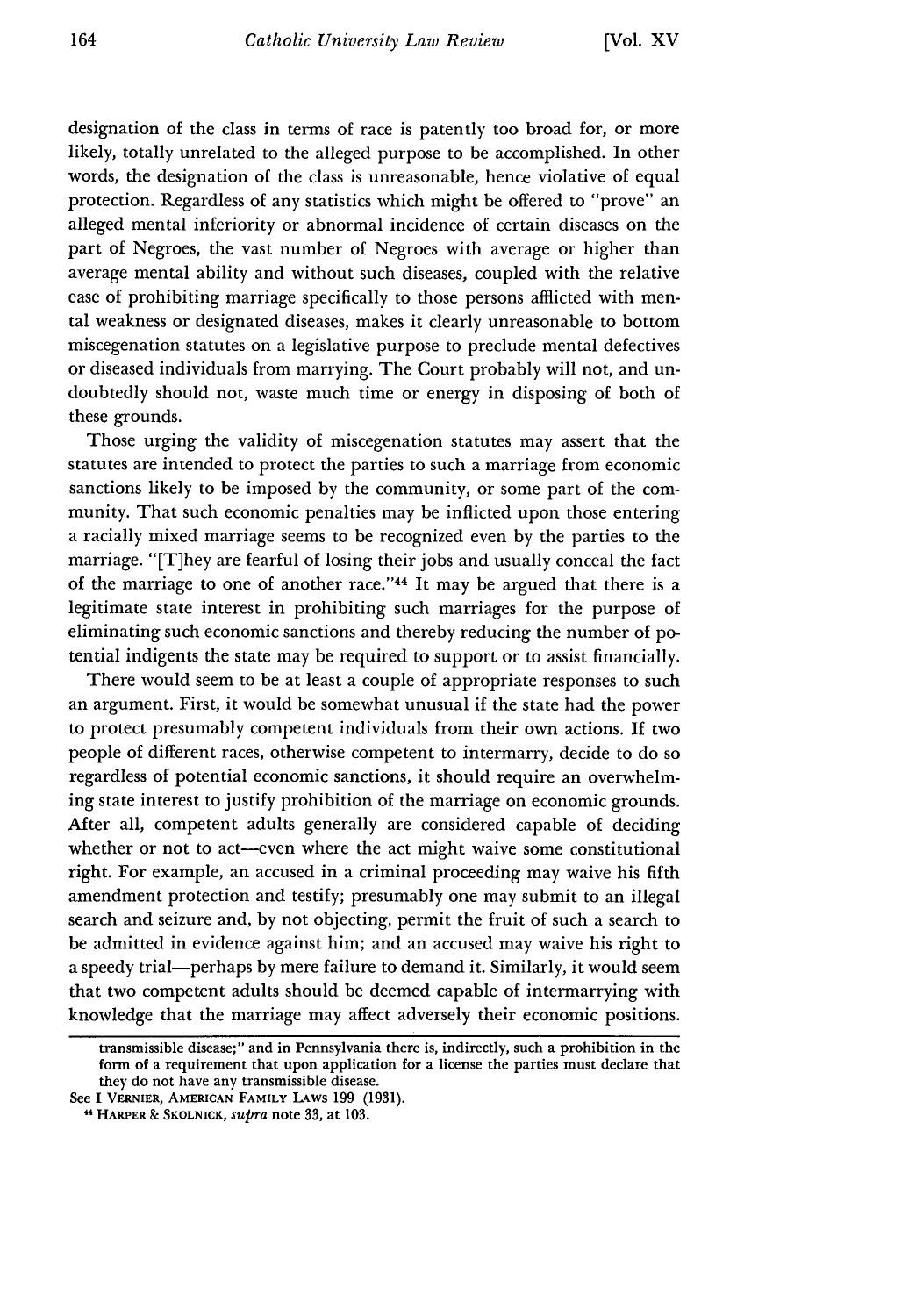designation of the class in terms of race is patently too broad for, or more likely, totally unrelated to the alleged purpose to be accomplished. In other words, the designation of the class is unreasonable, hence violative of equal protection. Regardless of any statistics which might be offered to "prove" an alleged mental inferiority or abnormal incidence of certain diseases on the part of Negroes, the vast number of Negroes with average or higher than average mental ability and without such diseases, coupled with the relative ease of prohibiting marriage specifically to those persons afflicted with mental weakness or designated diseases, makes it clearly unreasonable to bottom miscegenation statutes on a legislative purpose to preclude mental defectives or diseased individuals from marrying. The Court probably will not, and undoubtedly should not, waste much time or energy in disposing of both of these grounds.

Those urging the validity of miscegenation statutes may assert that the statutes are intended to protect the parties to such a marriage from economic sanctions likely to be imposed by the community, or some part of the community. That such economic penalties may be inflicted upon those entering a racially mixed marriage seems to be recognized even by the parties to the marriage. "[T]hey are fearful of losing their jobs and usually conceal the fact of the marriage to one of another race."[44] It may be argued that there is a legitimate state interest in prohibiting such marriages for the purpose of eliminating such economic sanctions and thereby reducing the number of potential indigents the state may be required to support or to assist financially.

There would seem to be at least a couple of appropriate responses to such an argument. First, it would be somewhat unusual if the state had the power to protect presumably competent individuals from their own actions. If two people of different races, otherwise competent to intermarry, decide to do so regardless of potential economic sanctions, it should require an overwhelming state interest to justify prohibition of the marriage on economic grounds. After all, competent adults generally are considered capable of deciding whether or not to act—even where the act might waive some constitutional right. For example, an accused in a criminal proceeding may waive his fifth amendment protection and testify; presumably one may submit to an illegal search and seizure and, by not objecting, permit the fruit of such a search to be admitted in evidence against him; and an accused may waive his right to a speedy trial—perhaps by mere failure to demand it. Similarly, it would seem that two competent adults should be deemed capable of intermarrying with knowledge that the marriage may affect adversely their economic positions.

---

transmissible disease;" and in Pennsylvania there is, indirectly, such a prohibition in the form of a requirement that upon application for a license the parties must declare that they do not have any transmissible disease.

See I VERNIER, AMERICAN FAMILY LAWS 199 (1931).

[44] HARPER & SKOLNICK, *supra* note 33, at 103.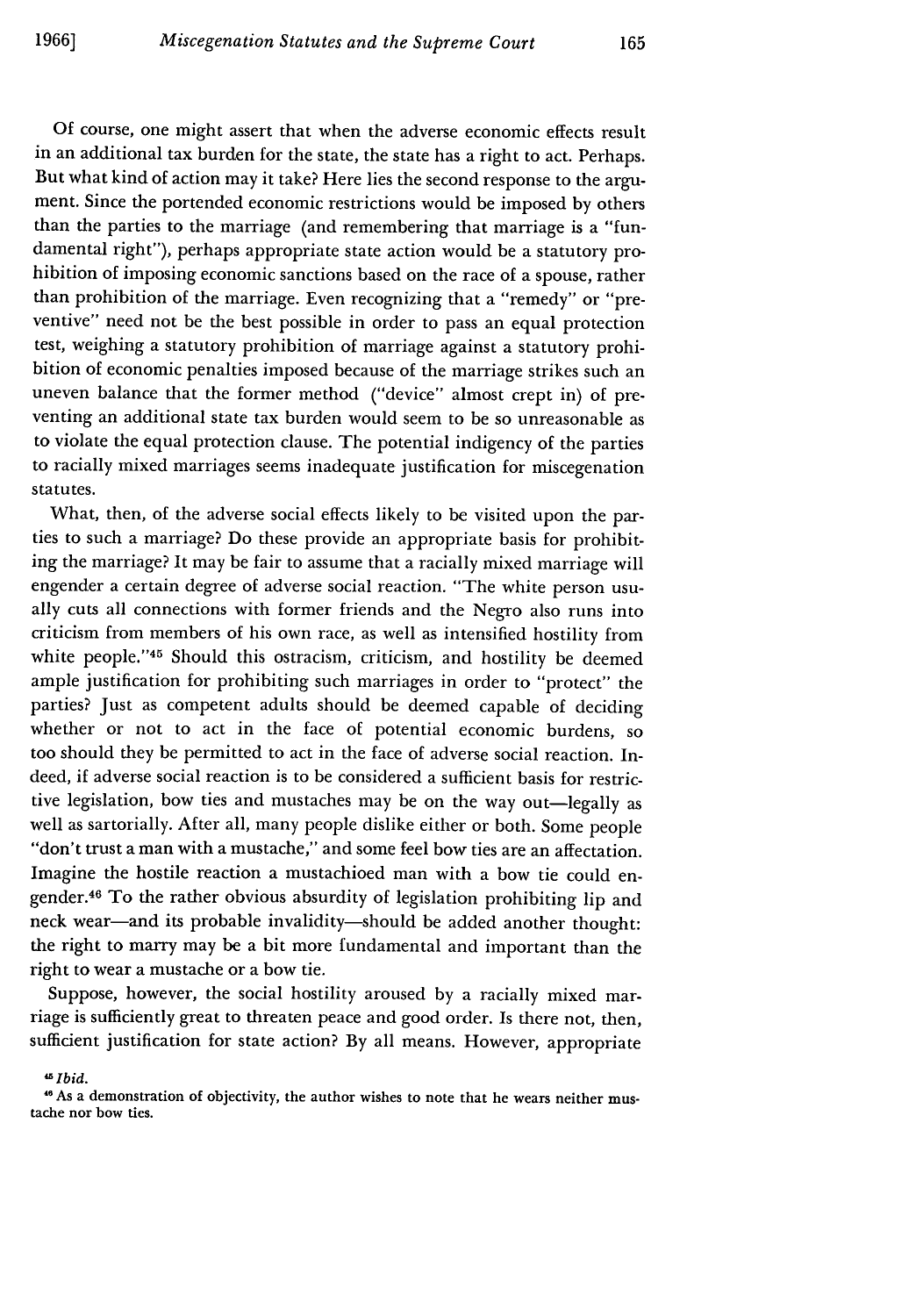Of course, one might assert that when the adverse economic effects result in an additional tax burden for the state, the state has a right to act. Perhaps. But what kind of action may it take? Here lies the second response to the argument. Since the portended economic restrictions would be imposed by others than the parties to the marriage (and remembering that marriage is a "fundamental right"), perhaps appropriate state action would be a statutory prohibition of imposing economic sanctions based on the race of a spouse, rather than prohibition of the marriage. Even recognizing that a "remedy" or "preventive" need not be the best possible in order to pass an equal protection test, weighing a statutory prohibition of marriage against a statutory prohibition of economic penalties imposed because of the marriage strikes such an uneven balance that the former method ("device" almost crept in) of preventing an additional state tax burden would seem to be so unreasonable as to violate the equal protection clause. The potential indigency of the parties to racially mixed marriages seems inadequate justification for miscegenation statutes.

What, then, of the adverse social effects likely to be visited upon the parties to such a marriage? Do these provide an appropriate basis for prohibiting the marriage? It may be fair to assume that a racially mixed marriage will engender a certain degree of adverse social reaction. "The white person usually cuts all connections with former friends and the Negro also runs into criticism from members of his own race, as well as intensified hostility from white people."[45] Should this ostracism, criticism, and hostility be deemed ample justification for prohibiting such marriages in order to "protect" the parties? Just as competent adults should be deemed capable of deciding whether or not to act in the face of potential economic burdens, so too should they be permitted to act in the face of adverse social reaction. Indeed, if adverse social reaction is to be considered a sufficient basis for restrictive legislation, bow ties and mustaches may be on the way out—legally as well as sartorially. After all, many people dislike either or both. Some people "don't trust a man with a mustache," and some feel bow ties are an affectation. Imagine the hostile reaction a mustachioed man with a bow tie could engender.[46] To the rather obvious absurdity of legislation prohibiting lip and neck wear—and its probable invalidity—should be added another thought: the right to marry may be a bit more fundamental and important than the right to wear a mustache or a bow tie.

Suppose, however, the social hostility aroused by a racially mixed marriage is sufficiently great to threaten peace and good order. Is there not, then, sufficient justification for state action? By all means. However, appropriate

[45] *Ibid.*

[46] As a demonstration of objectivity, the author wishes to note that he wears neither mustache nor bow ties.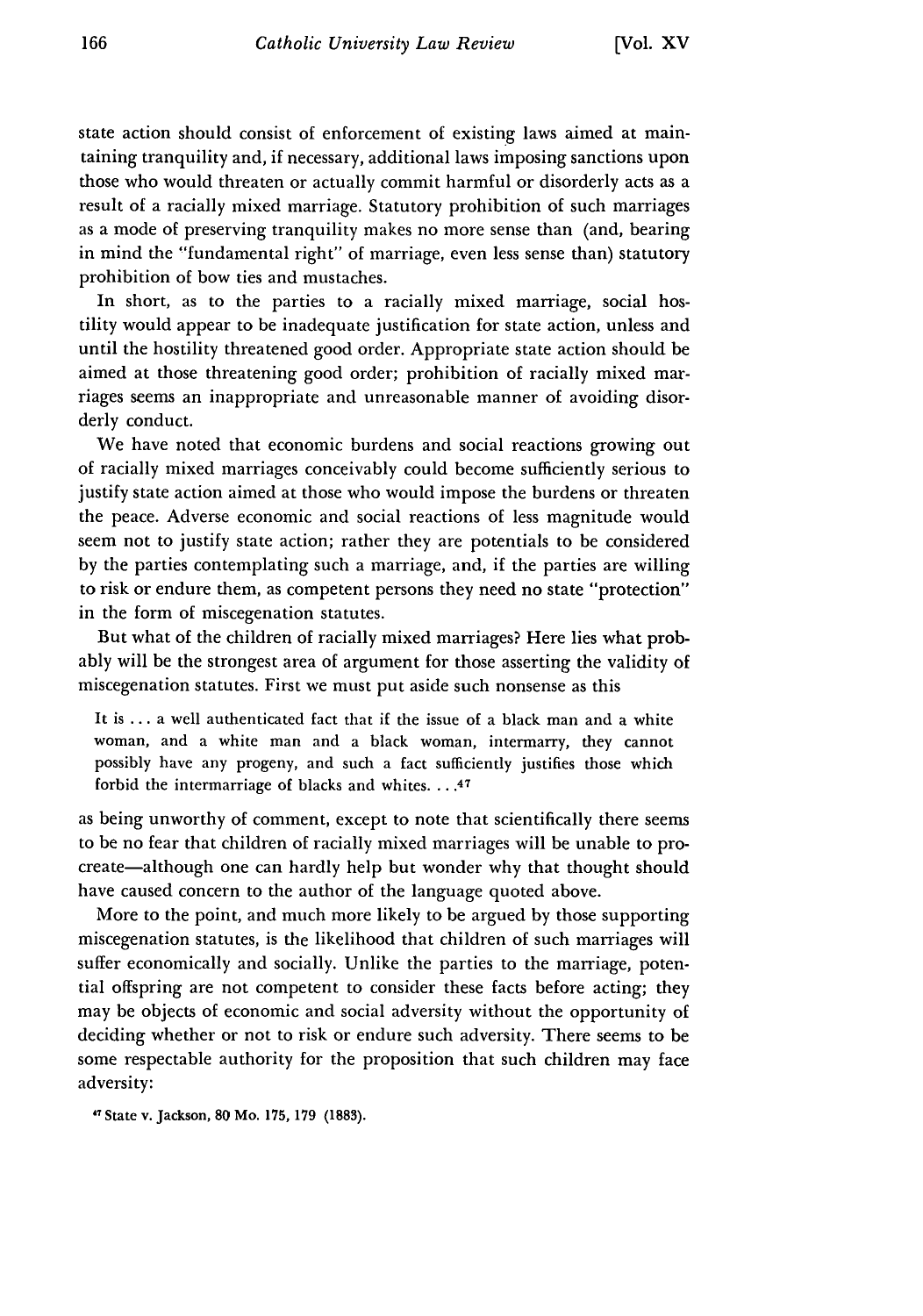state action should consist of enforcement of existing laws aimed at maintaining tranquility and, if necessary, additional laws imposing sanctions upon those who would threaten or actually commit harmful or disorderly acts as a result of a racially mixed marriage. Statutory prohibition of such marriages as a mode of preserving tranquility makes no more sense than (and, bearing in mind the "fundamental right" of marriage, even less sense than) statutory prohibition of bow ties and mustaches.

In short, as to the parties to a racially mixed marriage, social hostility would appear to be inadequate justification for state action, unless and until the hostility threatened good order. Appropriate state action should be aimed at those threatening good order; prohibition of racially mixed marriages seems an inappropriate and unreasonable manner of avoiding disorderly conduct.

We have noted that economic burdens and social reactions growing out of racially mixed marriages conceivably could become sufficiently serious to justify state action aimed at those who would impose the burdens or threaten the peace. Adverse economic and social reactions of less magnitude would seem not to justify state action; rather they are potentials to be considered by the parties contemplating such a marriage, and, if the parties are willing to risk or endure them, as competent persons they need no state "protection" in the form of miscegenation statutes.

But what of the children of racially mixed marriages? Here lies what probably will be the strongest area of argument for those asserting the validity of miscegenation statutes. First we must put aside such nonsense as this

> It is . . . a well authenticated fact that if the issue of a black man and a white woman, and a white man and a black woman, intermarry, they cannot possibly have any progeny, and such a fact sufficiently justifies those which forbid the intermarriage of blacks and whites. . . .[47]

as being unworthy of comment, except to note that scientifically there seems to be no fear that children of racially mixed marriages will be unable to procreate—although one can hardly help but wonder why that thought should have caused concern to the author of the language quoted above.

More to the point, and much more likely to be argued by those supporting miscegenation statutes, is the likelihood that children of such marriages will suffer economically and socially. Unlike the parties to the marriage, potential offspring are not competent to consider these facts before acting; they may be objects of economic and social adversity without the opportunity of deciding whether or not to risk or endure such adversity. There seems to be some respectable authority for the proposition that such children may face adversity:

[47] State v. Jackson, 80 Mo. 175, 179 (1883).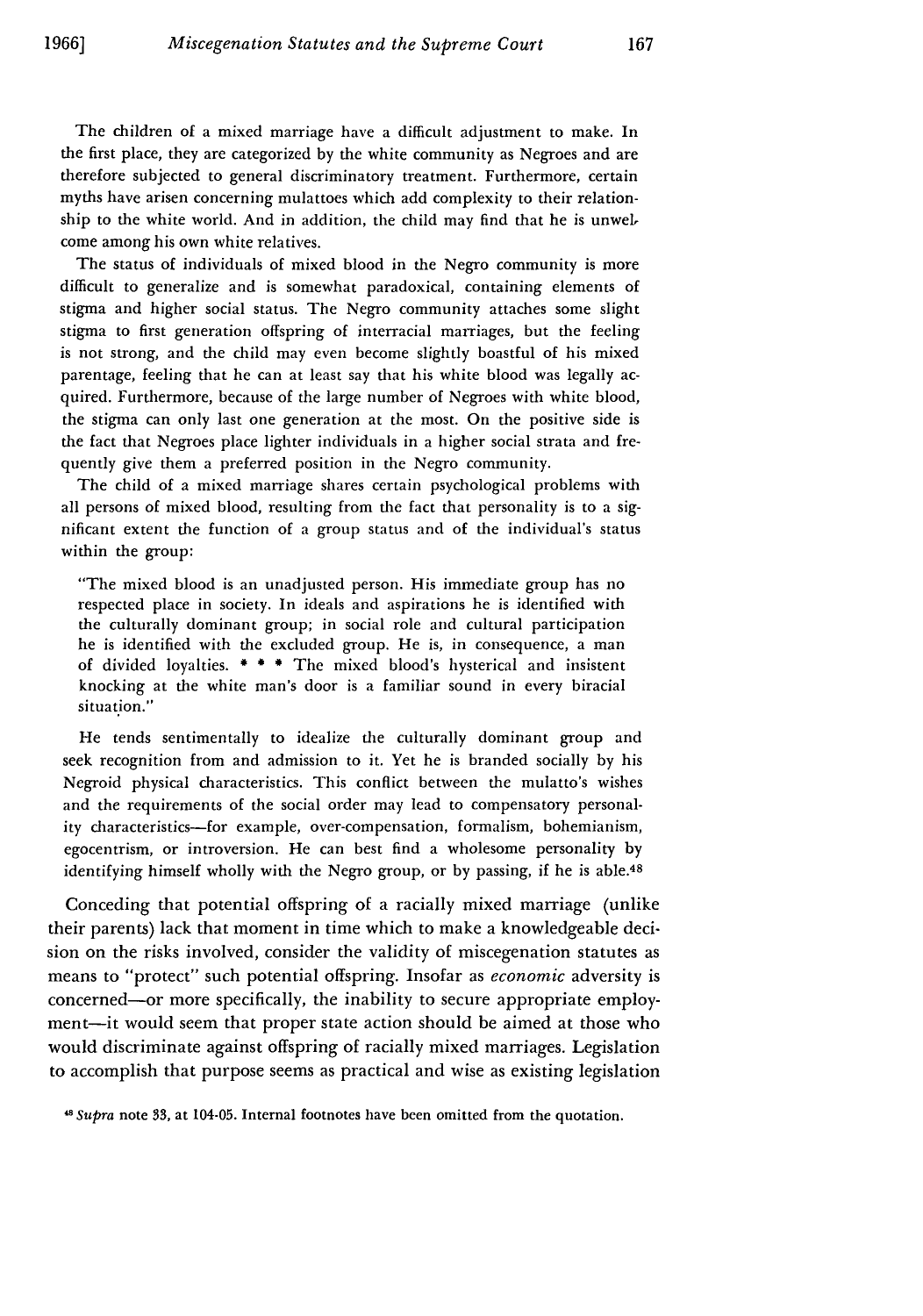The children of a mixed marriage have a difficult adjustment to make. In the first place, they are categorized by the white community as Negroes and are therefore subjected to general discriminatory treatment. Furthermore, certain myths have arisen concerning mulattoes which add complexity to their relationship to the white world. And in addition, the child may find that he is unwelcome among his own white relatives.

The status of individuals of mixed blood in the Negro community is more difficult to generalize and is somewhat paradoxical, containing elements of stigma and higher social status. The Negro community attaches some slight stigma to first generation offspring of interracial marriages, but the feeling is not strong, and the child may even become slightly boastful of his mixed parentage, feeling that he can at least say that his white blood was legally acquired. Furthermore, because of the large number of Negroes with white blood, the stigma can only last one generation at the most. On the positive side is the fact that Negroes place lighter individuals in a higher social strata and frequently give them a preferred position in the Negro community.

The child of a mixed marriage shares certain psychological problems with all persons of mixed blood, resulting from the fact that personality is to a significant extent the function of a group status and of the individual's status within the group:

> "The mixed blood is an unadjusted person. His immediate group has no respected place in society. In ideals and aspirations he is identified with the culturally dominant group; in social role and cultural participation he is identified with the excluded group. He is, in consequence, a man of divided loyalties. * * * The mixed blood's hysterical and insistent knocking at the white man's door is a familiar sound in every biracial situation."

He tends sentimentally to idealize the culturally dominant group and seek recognition from and admission to it. Yet he is branded socially by his Negroid physical characteristics. This conflict between the mulatto's wishes and the requirements of the social order may lead to compensatory personality characteristics—for example, over-compensation, formalism, bohemianism, egocentrism, or introversion. He can best find a wholesome personality by identifying himself wholly with the Negro group, or by passing, if he is able.[48]

Conceding that potential offspring of a racially mixed marriage (unlike their parents) lack that moment in time which to make a knowledgeable decision on the risks involved, consider the validity of miscegenation statutes as means to "protect" such potential offspring. Insofar as *economic* adversity is concerned—or more specifically, the inability to secure appropriate employment—it would seem that proper state action should be aimed at those who would discriminate against offspring of racially mixed marriages. Legislation to accomplish that purpose seems as practical and wise as existing legislation

[48] *Supra* note 33, at 104-05. Internal footnotes have been omitted from the quotation.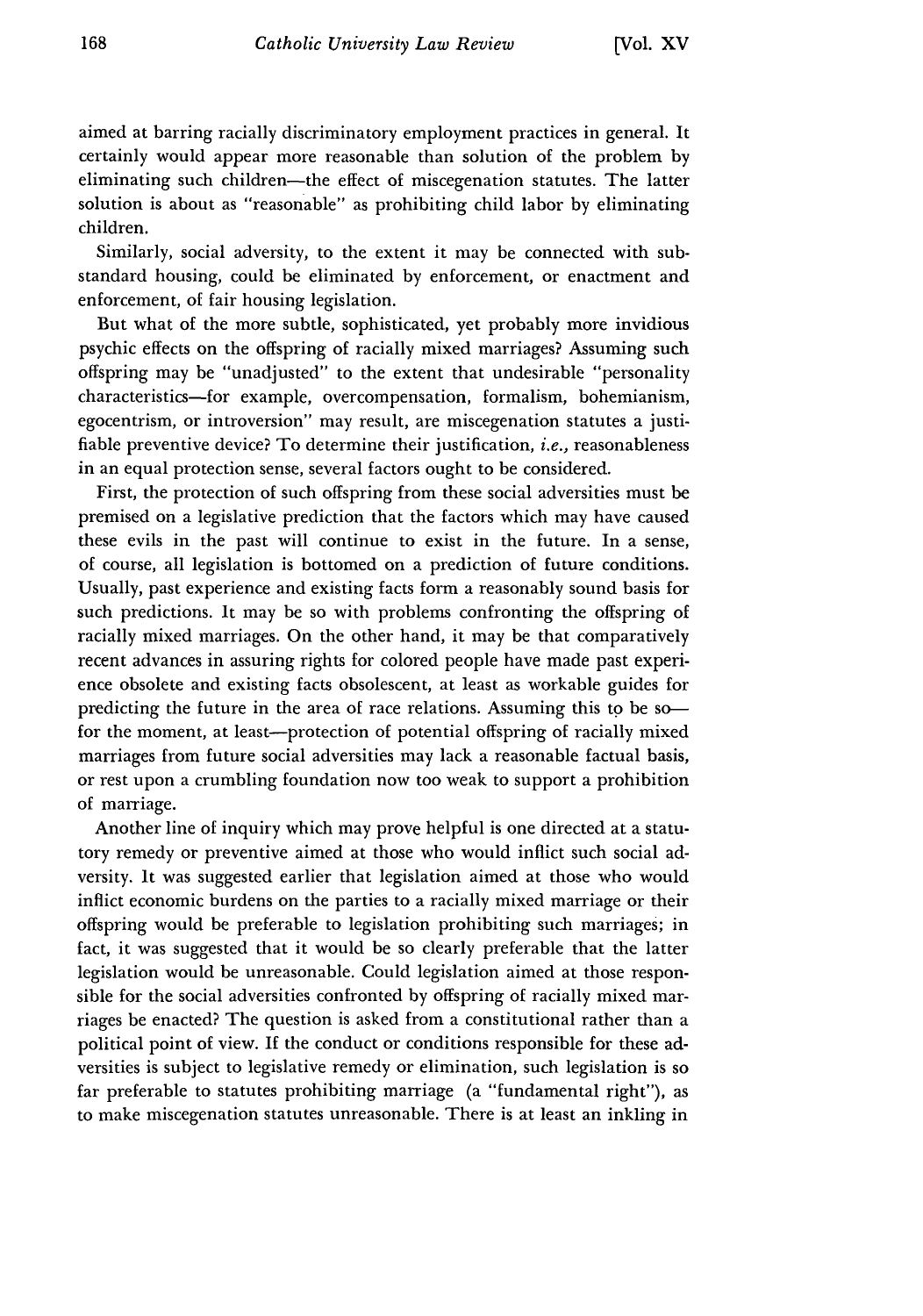aimed at barring racially discriminatory employment practices in general. It certainly would appear more reasonable than solution of the problem by eliminating such children—the effect of miscegenation statutes. The latter solution is about as "reasonable" as prohibiting child labor by eliminating children.

Similarly, social adversity, to the extent it may be connected with substandard housing, could be eliminated by enforcement, or enactment and enforcement, of fair housing legislation.

But what of the more subtle, sophisticated, yet probably more invidious psychic effects on the offspring of racially mixed marriages? Assuming such offspring may be "unadjusted" to the extent that undesirable "personality characteristics—for example, overcompensation, formalism, bohemianism, egocentrism, or introversion" may result, are miscegenation statutes a justifiable preventive device? To determine their justification, *i.e.,* reasonableness in an equal protection sense, several factors ought to be considered.

First, the protection of such offspring from these social adversities must be premised on a legislative prediction that the factors which may have caused these evils in the past will continue to exist in the future. In a sense, of course, all legislation is bottomed on a prediction of future conditions. Usually, past experience and existing facts form a reasonably sound basis for such predictions. It may be so with problems confronting the offspring of racially mixed marriages. On the other hand, it may be that comparatively recent advances in assuring rights for colored people have made past experience obsolete and existing facts obsolescent, at least as workable guides for predicting the future in the area of race relations. Assuming this to be so—for the moment, at least—protection of potential offspring of racially mixed marriages from future social adversities may lack a reasonable factual basis, or rest upon a crumbling foundation now too weak to support a prohibition of marriage.

Another line of inquiry which may prove helpful is one directed at a statutory remedy or preventive aimed at those who would inflict such social adversity. It was suggested earlier that legislation aimed at those who would inflict economic burdens on the parties to a racially mixed marriage or their offspring would be preferable to legislation prohibiting such marriages; in fact, it was suggested that it would be so clearly preferable that the latter legislation would be unreasonable. Could legislation aimed at those responsible for the social adversities confronted by offspring of racially mixed marriages be enacted? The question is asked from a constitutional rather than a political point of view. If the conduct or conditions responsible for these adversities is subject to legislative remedy or elimination, such legislation is so far preferable to statutes prohibiting marriage (a "fundamental right"), as to make miscegenation statutes unreasonable. There is at least an inkling in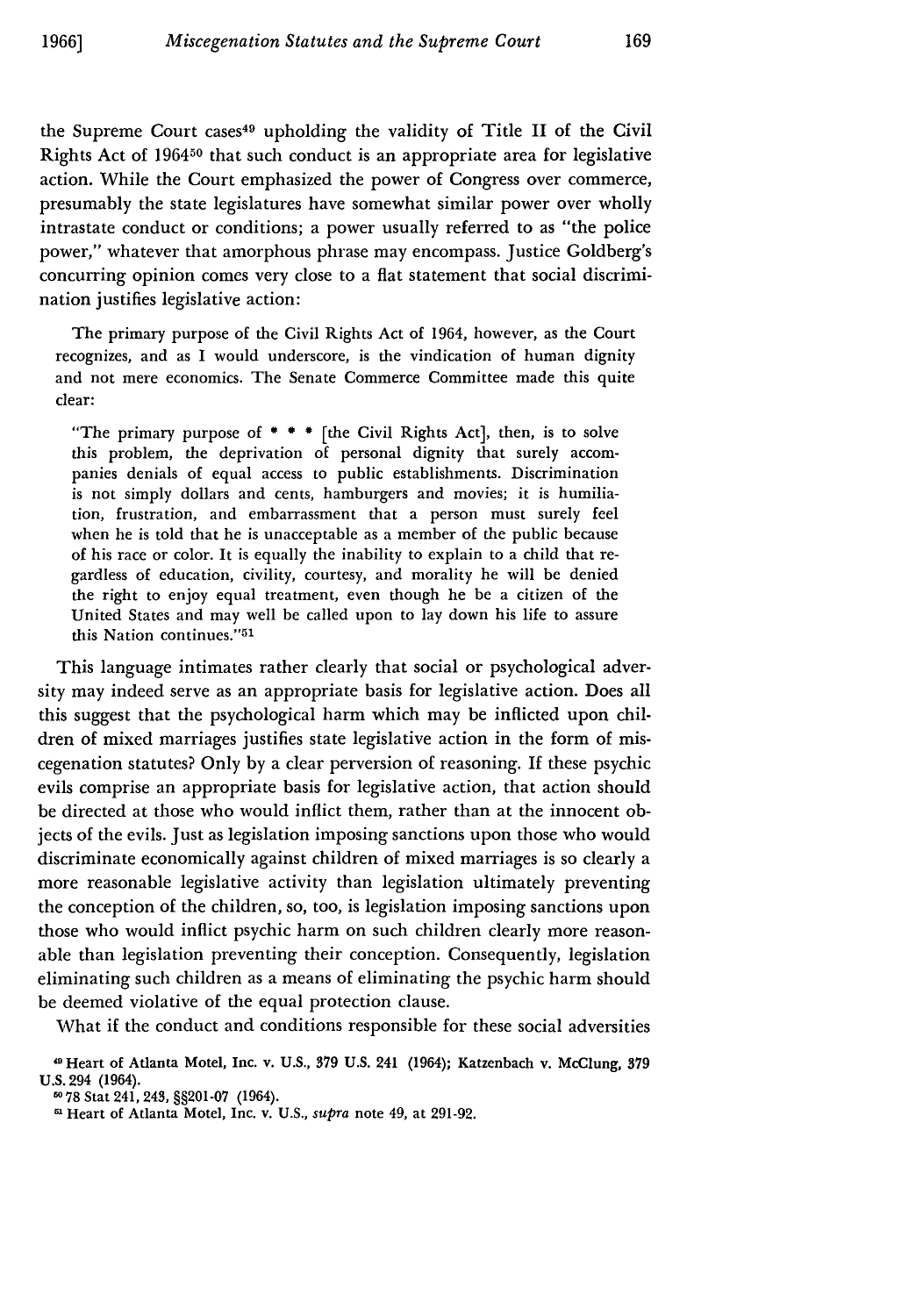the Supreme Court cases[49] upholding the validity of Title II of the Civil Rights Act of 1964[50] that such conduct is an appropriate area for legislative action. While the Court emphasized the power of Congress over commerce, presumably the state legislatures have somewhat similar power over wholly intrastate conduct or conditions; a power usually referred to as "the police power," whatever that amorphous phrase may encompass. Justice Goldberg's concurring opinion comes very close to a flat statement that social discrimination justifies legislative action:

> The primary purpose of the Civil Rights Act of 1964, however, as the Court recognizes, and as I would underscore, is the vindication of human dignity and not mere economics. The Senate Commerce Committee made this quite clear:
>
> "The primary purpose of * * * [the Civil Rights Act], then, is to solve this problem, the deprivation of personal dignity that surely accompanies denials of equal access to public establishments. Discrimination is not simply dollars and cents, hamburgers and movies; it is humiliation, frustration, and embarrassment that a person must surely feel when he is told that he is unacceptable as a member of the public because of his race or color. It is equally the inability to explain to a child that regardless of education, civility, courtesy, and morality he will be denied the right to enjoy equal treatment, even though he be a citizen of the United States and may well be called upon to lay down his life to assure this Nation continues."[51]

This language intimates rather clearly that social or psychological adversity may indeed serve as an appropriate basis for legislative action. Does all this suggest that the psychological harm which may be inflicted upon children of mixed marriages justifies state legislative action in the form of miscegenation statutes? Only by a clear perversion of reasoning. If these psychic evils comprise an appropriate basis for legislative action, that action should be directed at those who would inflict them, rather than at the innocent objects of the evils. Just as legislation imposing sanctions upon those who would discriminate economically against children of mixed marriages is so clearly a more reasonable legislative activity than legislation ultimately preventing the conception of the children, so, too, is legislation imposing sanctions upon those who would inflict psychic harm on such children clearly more reasonable than legislation preventing their conception. Consequently, legislation eliminating such children as a means of eliminating the psychic harm should be deemed violative of the equal protection clause.

What if the conduct and conditions responsible for these social adversities

---

[49] Heart of Atlanta Motel, Inc. v. U.S., 379 U.S. 241 (1964); Katzenbach v. McClung, 379 U.S. 294 (1964).

[50] 78 Stat 241, 243, §§201-07 (1964).

[51] Heart of Atlanta Motel, Inc. v. U.S., *supra* note 49, at 291-92.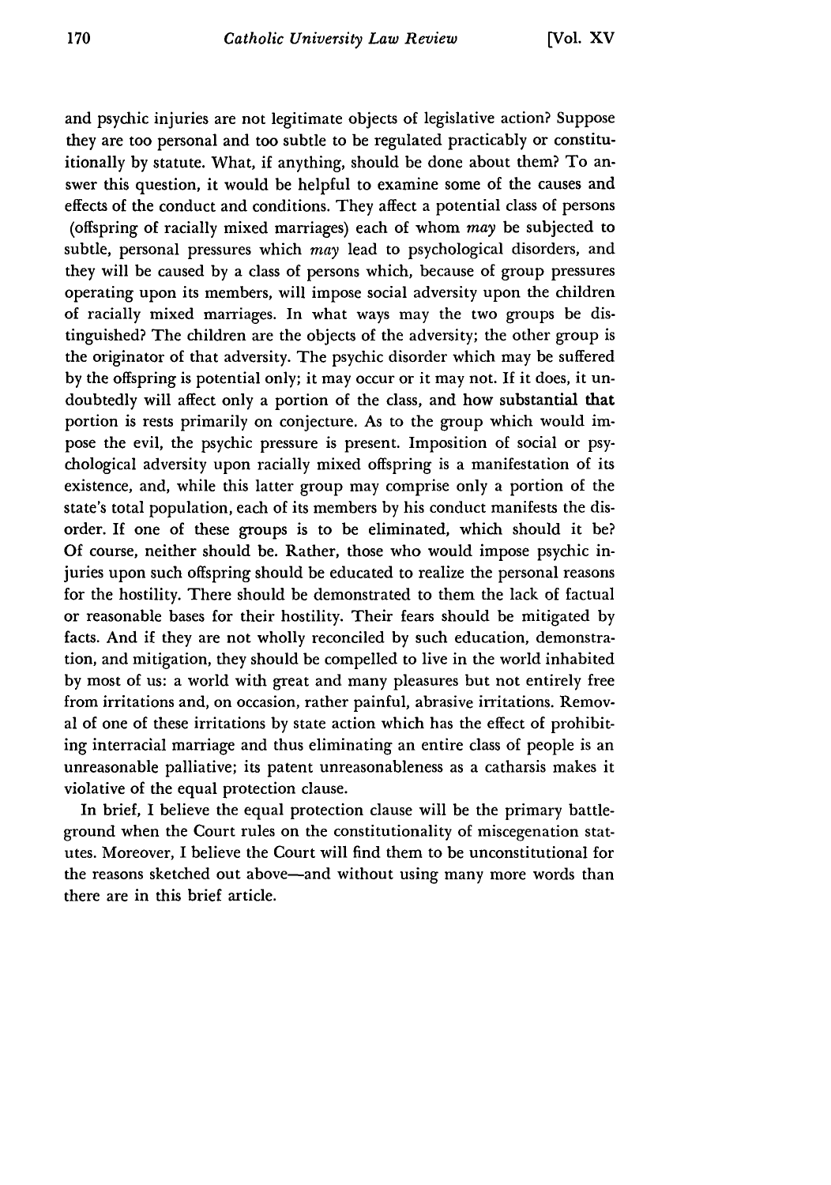and psychic injuries are not legitimate objects of legislative action? Suppose they are too personal and too subtle to be regulated practicably or constitutionally by statute. What, if anything, should be done about them? To answer this question, it would be helpful to examine some of the causes and effects of the conduct and conditions. They affect a potential class of persons (offspring of racially mixed marriages) each of whom *may* be subjected to subtle, personal pressures which *may* lead to psychological disorders, and they will be caused by a class of persons which, because of group pressures operating upon its members, will impose social adversity upon the children of racially mixed marriages. In what ways may the two groups be distinguished? The children are the objects of the adversity; the other group is the originator of that adversity. The psychic disorder which may be suffered by the offspring is potential only; it may occur or it may not. If it does, it undoubtedly will affect only a portion of the class, and how substantial that portion is rests primarily on conjecture. As to the group which would impose the evil, the psychic pressure is present. Imposition of social or psychological adversity upon racially mixed offspring is a manifestation of its existence, and, while this latter group may comprise only a portion of the state's total population, each of its members by his conduct manifests the disorder. If one of these groups is to be eliminated, which should it be? Of course, neither should be. Rather, those who would impose psychic injuries upon such offspring should be educated to realize the personal reasons for the hostility. There should be demonstrated to them the lack of factual or reasonable bases for their hostility. Their fears should be mitigated by facts. And if they are not wholly reconciled by such education, demonstration, and mitigation, they should be compelled to live in the world inhabited by most of us: a world with great and many pleasures but not entirely free from irritations and, on occasion, rather painful, abrasive irritations. Removal of one of these irritations by state action which has the effect of prohibiting interracial marriage and thus eliminating an entire class of people is an unreasonable palliative; its patent unreasonableness as a catharsis makes it violative of the equal protection clause.

In brief, I believe the equal protection clause will be the primary battleground when the Court rules on the constitutionality of miscegenation statutes. Moreover, I believe the Court will find them to be unconstitutional for the reasons sketched out above—and without using many more words than there are in this brief article.